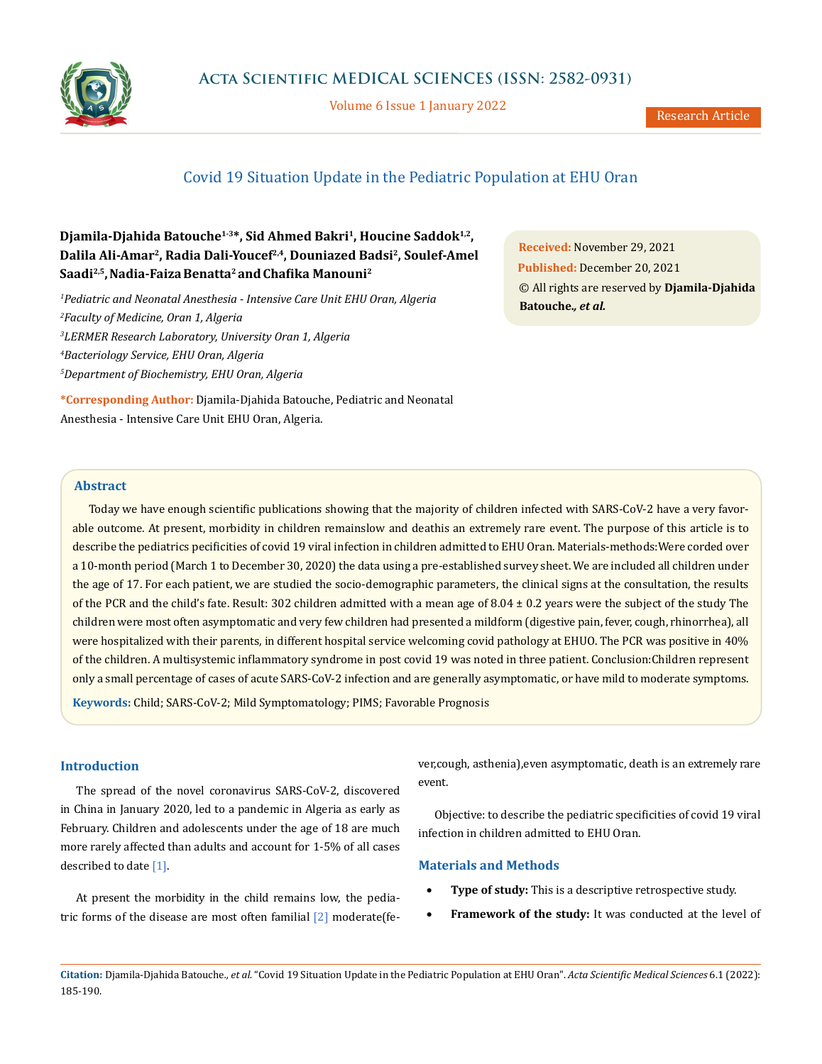Research Article

# Covid 19 Situation Update in the Pediatric Population at EHU Oran

**Djamila-Djahida Batouche[1-3]*, Sid Ahmed Bakri[1], Houcine Saddok[1,2], Dalila Ali-Amar[2], Radia Dali-Youcef[2,4], Douniazed Badsi[2], Soulef-Amel Saadi[2,5], Nadia-Faiza Benatta[2] and Chafika Manouni[2]**

[1]*Pediatric and Neonatal Anesthesia - Intensive Care Unit EHU Oran, Algeria*
[2]*Faculty of Medicine, Oran 1, Algeria*
[3]*LERMER Research Laboratory, University Oran 1, Algeria*
[4]*Bacteriology Service, EHU Oran, Algeria*
[5]*Department of Biochemistry, EHU Oran, Algeria*

**\*Corresponding Author:** Djamila-Djahida Batouche, Pediatric and Neonatal Anesthesia - Intensive Care Unit EHU Oran, Algeria.

**Received:** November 29, 2021
**Published:** December 20, 2021
© All rights are reserved by **Djamila-Djahida Batouche., *et al.***

## Abstract

Today we have enough scientific publications showing that the majority of children infected with SARS-CoV-2 have a very favorable outcome. At present, morbidity in children remainslow and deathis an extremely rare event. The purpose of this article is to describe the pediatrics pecificities of covid 19 viral infection in children admitted to EHU Oran. Materials-methods:Were corded over a 10-month period (March 1 to December 30, 2020) the data using a pre-established survey sheet. We are included all children under the age of 17. For each patient, we are studied the socio-demographic parameters, the clinical signs at the consultation, the results of the PCR and the child's fate. Result: 302 children admitted with a mean age of 8.04 ± 0.2 years were the subject of the study The children were most often asymptomatic and very few children had presented a mildform (digestive pain, fever, cough, rhinorrhea), all were hospitalized with their parents, in different hospital service welcoming covid pathology at EHUO. The PCR was positive in 40% of the children. A multisystemic inflammatory syndrome in post covid 19 was noted in three patient. Conclusion:Children represent only a small percentage of cases of acute SARS-CoV-2 infection and are generally asymptomatic, or have mild to moderate symptoms.

**Keywords:** Child; SARS-CoV-2; Mild Symptomatology; PIMS; Favorable Prognosis

## Introduction

The spread of the novel coronavirus SARS-CoV-2, discovered in China in January 2020, led to a pandemic in Algeria as early as February. Children and adolescents under the age of 18 are much more rarely affected than adults and account for 1-5% of all cases described to date [1].

At present the morbidity in the child remains low, the pediatric forms of the disease are most often familial [2] moderate(fever,cough, asthenia),even asymptomatic, death is an extremely rare event.

Objective: to describe the pediatric specificities of covid 19 viral infection in children admitted to EHU Oran.

## Materials and Methods

- **Type of study:** This is a descriptive retrospective study.
- **Framework of the study:** It was conducted at the level of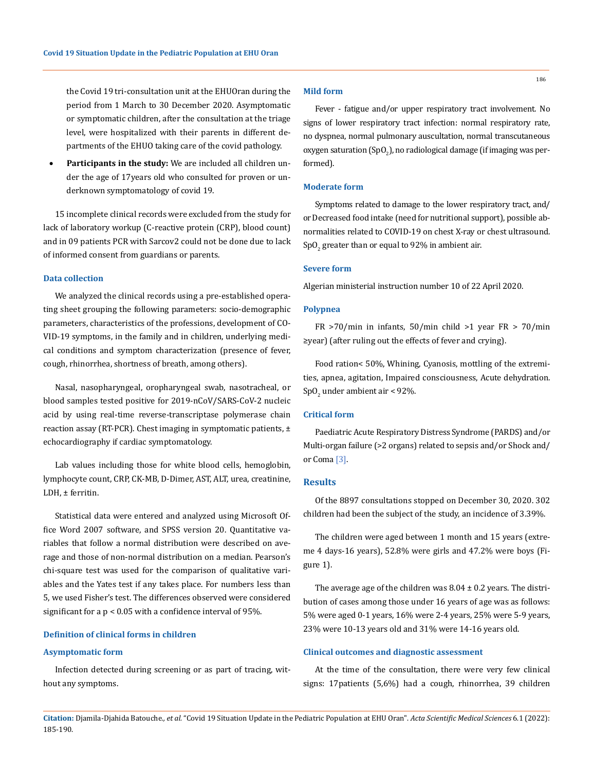the Covid 19 tri-consultation unit at the EHUOran during the period from 1 March to 30 December 2020. Asymptomatic or symptomatic children, after the consultation at the triage level, were hospitalized with their parents in different departments of the EHUO taking care of the covid pathology.

- **Participants in the study:** We are included all children under the age of 17years old who consulted for proven or underknown symptomatology of covid 19.

15 incomplete clinical records were excluded from the study for lack of laboratory workup (C-reactive protein (CRP), blood count) and in 09 patients PCR with Sarcov2 could not be done due to lack of informed consent from guardians or parents.

### Data collection

We analyzed the clinical records using a pre-established operating sheet grouping the following parameters: socio-demographic parameters, characteristics of the professions, development of COVID-19 symptoms, in the family and in children, underlying medical conditions and symptom characterization (presence of fever, cough, rhinorrhea, shortness of breath, among others).

Nasal, nasopharyngeal, oropharyngeal swab, nasotracheal, or blood samples tested positive for 2019-nCoV/SARS-CoV-2 nucleic acid by using real-time reverse-transcriptase polymerase chain reaction assay (RT-PCR). Chest imaging in symptomatic patients, ± echocardiography if cardiac symptomatology.

Lab values including those for white blood cells, hemoglobin, lymphocyte count, CRP, CK-MB, D-Dimer, AST, ALT, urea, creatinine, LDH, ± ferritin.

Statistical data were entered and analyzed using Microsoft Office Word 2007 software, and SPSS version 20. Quantitative variables that follow a normal distribution were described on average and those of non-normal distribution on a median. Pearson's chi-square test was used for the comparison of qualitative variables and the Yates test if any takes place. For numbers less than 5, we used Fisher's test. The differences observed were considered significant for a $p < 0.05$ with a confidence interval of 95%.

### Definition of clinical forms in children

#### Asymptomatic form

Infection detected during screening or as part of tracing, without any symptoms.

#### Mild form

Fever - fatigue and/or upper respiratory tract involvement. No signs of lower respiratory tract infection: normal respiratory rate, no dyspnea, normal pulmonary auscultation, normal transcutaneous oxygen saturation ($SpO_2$), no radiological damage (if imaging was performed).

#### Moderate form

Symptoms related to damage to the lower respiratory tract, and/or Decreased food intake (need for nutritional support), possible abnormalities related to COVID-19 on chest X-ray or chest ultrasound. $SpO_2$ greater than or equal to 92% in ambient air.

#### Severe form

Algerian ministerial instruction number 10 of 22 April 2020.

#### Polypnea

FR >70/min in infants, 50/min child >1 year FR > 70/min ≥year) (after ruling out the effects of fever and crying).

Food ration< 50%, Whining, Cyanosis, mottling of the extremities, apnea, agitation, Impaired consciousness, Acute dehydration. $SpO_2$ under ambient air < 92%.

#### Critical form

Paediatric Acute Respiratory Distress Syndrome (PARDS) and/or Multi-organ failure (>2 organs) related to sepsis and/or Shock and/or Coma [3].

## Results

Of the 8897 consultations stopped on December 30, 2020. 302 children had been the subject of the study, an incidence of 3.39%.

The children were aged between 1 month and 15 years (extreme 4 days-16 years), 52.8% were girls and 47.2% were boys (Figure 1).

The average age of the children was 8.04 ± 0.2 years. The distribution of cases among those under 16 years of age was as follows: 5% were aged 0-1 years, 16% were 2-4 years, 25% were 5-9 years, 23% were 10-13 years old and 31% were 14-16 years old.

### Clinical outcomes and diagnostic assessment

At the time of the consultation, there were very few clinical signs: 17patients (5,6%) had a cough, rhinorrhea, 39 children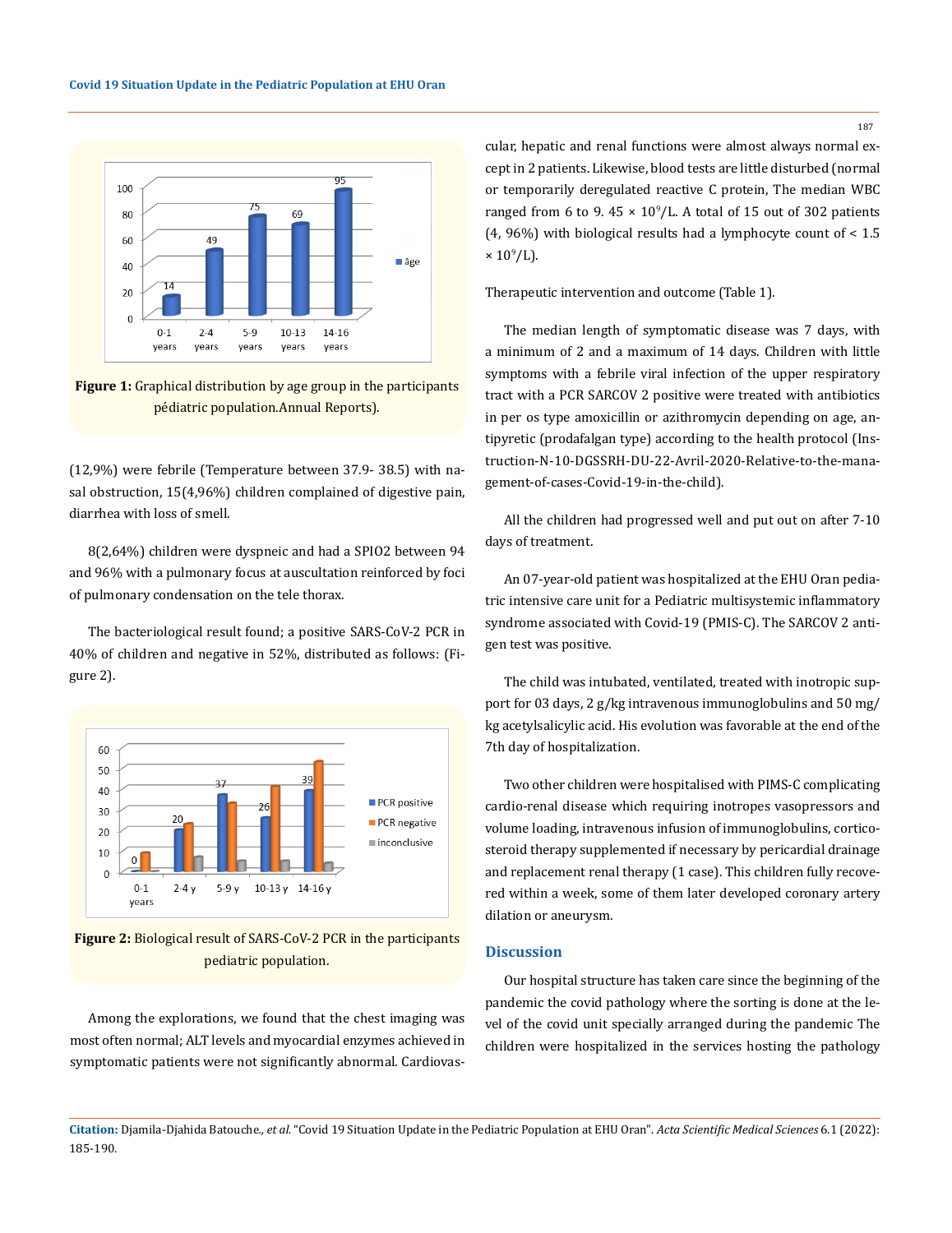Figure 1: Graphical distribution by age group in the participants pédiatric population.Annual Reports).

(12,9%) were febrile (Temperature between 37.9- 38.5) with nasal obstruction, 15(4,96%) children complained of digestive pain, diarrhea with loss of smell.

8(2,64%) children were dyspneic and had a SPIO2 between 94 and 96% with a pulmonary focus at auscultation reinforced by foci of pulmonary condensation on the tele thorax.

The bacteriological result found; a positive SARS-CoV-2 PCR in 40% of children and negative in 52%, distributed as follows: (Figure 2).

Figure 2: Biological result of SARS-CoV-2 PCR in the participants pediatric population.

Among the explorations, we found that the chest imaging was most often normal; ALT levels and myocardial enzymes achieved in symptomatic patients were not significantly abnormal. Cardiovascular, hepatic and renal functions were almost always normal except in 2 patients. Likewise, blood tests are little disturbed (normal or temporarily deregulated reactive C protein, The median WBC ranged from 6 to 9. 45 × $10^9$/L. A total of 15 out of 302 patients (4, 96%) with biological results had a lymphocyte count of < 1.5 × $10^9$/L).

Therapeutic intervention and outcome (Table 1).

The median length of symptomatic disease was 7 days, with a minimum of 2 and a maximum of 14 days. Children with little symptoms with a febrile viral infection of the upper respiratory tract with a PCR SARCOV 2 positive were treated with antibiotics in per os type amoxicillin or azithromycin depending on age, antipyretic (prodafalgan type) according to the health protocol (Instruction-N-10-DGSSRH-DU-22-Avril-2020-Relative-to-the-management-of-cases-Covid-19-in-the-child).

All the children had progressed well and put out on after 7-10 days of treatment.

An 07-year-old patient was hospitalized at the EHU Oran pediatric intensive care unit for a Pediatric multisystemic inflammatory syndrome associated with Covid-19 (PMIS-C). The SARCOV 2 antigen test was positive.

The child was intubated, ventilated, treated with inotropic support for 03 days, 2 g/kg intravenous immunoglobulins and 50 mg/kg acetylsalicylic acid. His evolution was favorable at the end of the 7th day of hospitalization.

Two other children were hospitalised with PIMS-C complicating cardio-renal disease which requiring inotropes vasopressors and volume loading, intravenous infusion of immunoglobulins, corticosteroid therapy supplemented if necessary by pericardial drainage and replacement renal therapy (1 case). This children fully recovered within a week, some of them later developed coronary artery dilation or aneurysm.

## Discussion

Our hospital structure has taken care since the beginning of the pandemic the covid pathology where the sorting is done at the level of the covid unit specially arranged during the pandemic The children were hospitalized in the services hosting the pathology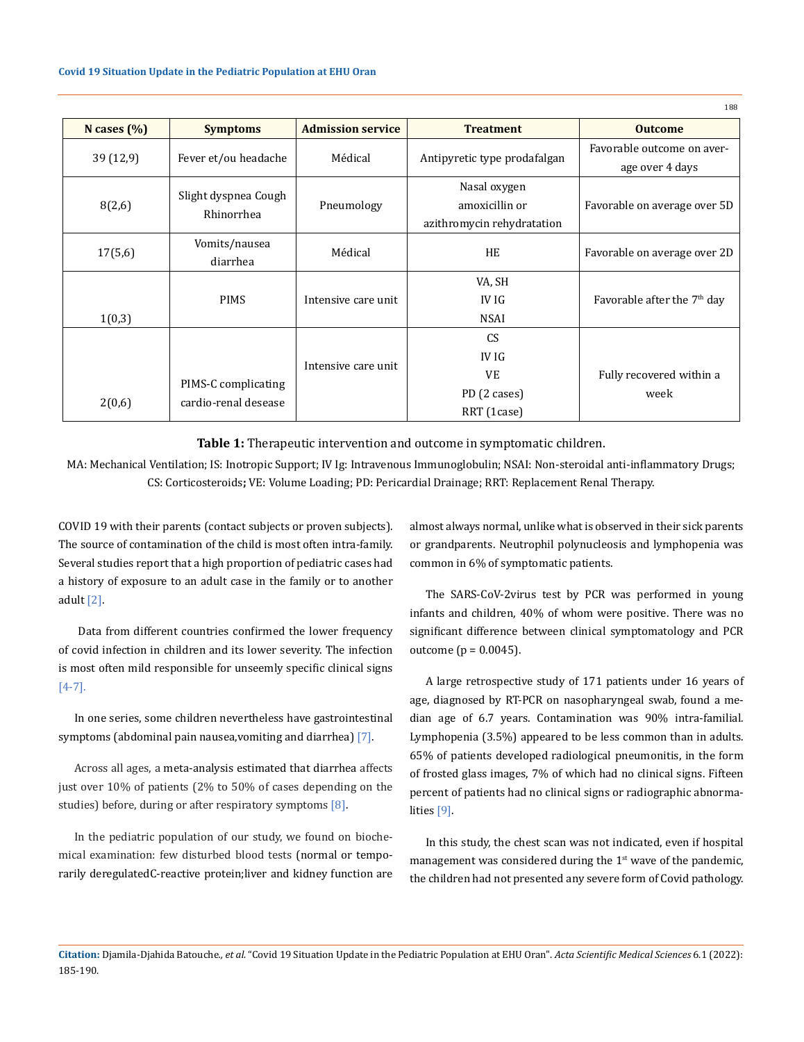| N cases (%) | Symptoms | Admission service | Treatment | Outcome |
|---|---|---|---|---|
| 39 (12,9) | Fever et/ou headache | Médical | Antipyretic type prodafalgan | Favorable outcome on average over 4 days |
| 8(2,6) | Slight dyspnea Cough Rhinorrhea | Pneumology | Nasal oxygen amoxicillin or azithromycin rehydratation | Favorable on average over 5D |
| 17(5,6) | Vomits/nausea diarrhea | Médical | HE | Favorable on average over 2D |
| 1(0,3) | PIMS | Intensive care unit | VA, SH IV IG NSAI | Favorable after the 7th day |
| 2(0,6) | PIMS-C complicating cardio-renal desease | Intensive care unit | CS IV IG VE PD (2 cases) RRT (1case) | Fully recovered within a week |

**Table 1:** Therapeutic intervention and outcome in symptomatic children.

MA: Mechanical Ventilation; IS: Inotropic Support; IV Ig: Intravenous Immunoglobulin; NSAI: Non-steroidal anti-inflammatory Drugs; CS: Corticosteroids**;** VE: Volume Loading; PD: Pericardial Drainage; RRT: Replacement Renal Therapy.

COVID 19 with their parents (contact subjects or proven subjects). The source of contamination of the child is most often intra-family. Several studies report that a high proportion of pediatric cases had a history of exposure to an adult case in the family or to another adult [2].

Data from different countries confirmed the lower frequency of covid infection in children and its lower severity. The infection is most often mild responsible for unseemly specific clinical signs [4-7].

In one series, some children nevertheless have gastrointestinal symptoms (abdominal pain nausea,vomiting and diarrhea) [7].

Across all ages, a meta-analysis estimated that diarrhea affects just over 10% of patients (2% to 50% of cases depending on the studies) before, during or after respiratory symptoms [8].

In the pediatric population of our study, we found on biochemical examination: few disturbed blood tests (normal or temporarily deregulatedC-reactive protein;liver and kidney function are almost always normal, unlike what is observed in their sick parents or grandparents. Neutrophil polynucleosis and lymphopenia was common in 6% of symptomatic patients.

The SARS-CoV-2virus test by PCR was performed in young infants and children, 40% of whom were positive. There was no significant difference between clinical symptomatology and PCR outcome (p = 0.0045).

A large retrospective study of 171 patients under 16 years of age, diagnosed by RT-PCR on nasopharyngeal swab, found a median age of 6.7 years. Contamination was 90% intra-familial. Lymphopenia (3.5%) appeared to be less common than in adults. 65% of patients developed radiological pneumonitis, in the form of frosted glass images, 7% of which had no clinical signs. Fifteen percent of patients had no clinical signs or radiographic abnormalities [9].

In this study, the chest scan was not indicated, even if hospital management was considered during the 1st wave of the pandemic, the children had not presented any severe form of Covid pathology.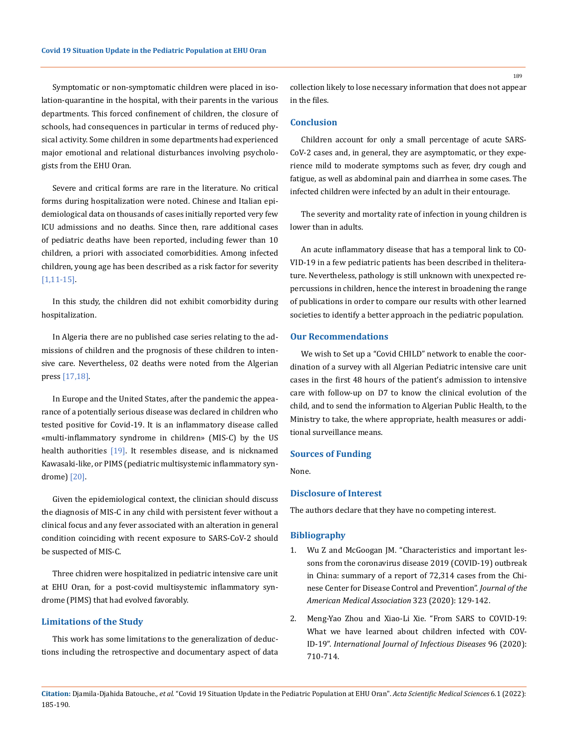Symptomatic or non-symptomatic children were placed in isolation-quarantine in the hospital, with their parents in the various departments. This forced confinement of children, the closure of schools, had consequences in particular in terms of reduced physical activity. Some children in some departments had experienced major emotional and relational disturbances involving psychologists from the EHU Oran.

Severe and critical forms are rare in the literature. No critical forms during hospitalization were noted. Chinese and Italian epidemiological data on thousands of cases initially reported very few ICU admissions and no deaths. Since then, rare additional cases of pediatric deaths have been reported, including fewer than 10 children, a priori with associated comorbidities. Among infected children, young age has been described as a risk factor for severity [1,11-15].

In this study, the children did not exhibit comorbidity during hospitalization.

In Algeria there are no published case series relating to the admissions of children and the prognosis of these children to intensive care. Nevertheless, 02 deaths were noted from the Algerian press [17,18].

In Europe and the United States, after the pandemic the appearance of a potentially serious disease was declared in children who tested positive for Covid-19. It is an inflammatory disease called «multi-inflammatory syndrome in children» (MIS-C) by the US health authorities [19]. It resembles disease, and is nicknamed Kawasaki-like, or PIMS (pediatric multisystemic inflammatory syndrome) [20].

Given the epidemiological context, the clinician should discuss the diagnosis of MIS-C in any child with persistent fever without a clinical focus and any fever associated with an alteration in general condition coinciding with recent exposure to SARS-CoV-2 should be suspected of MIS-C.

Three chidren were hospitalized in pediatric intensive care unit at EHU Oran, for a post-covid multisystemic inflammatory syndrome (PIMS) that had evolved favorably.

## Limitations of the Study

This work has some limitations to the generalization of deductions including the retrospective and documentary aspect of data collection likely to lose necessary information that does not appear in the files.

## Conclusion

Children account for only a small percentage of acute SARS-CoV-2 cases and, in general, they are asymptomatic, or they experience mild to moderate symptoms such as fever, dry cough and fatigue, as well as abdominal pain and diarrhea in some cases. The infected children were infected by an adult in their entourage.

The severity and mortality rate of infection in young children is lower than in adults.

An acute inflammatory disease that has a temporal link to COVID-19 in a few pediatric patients has been described in theliterature. Nevertheless, pathology is still unknown with unexpected repercussions in children, hence the interest in broadening the range of publications in order to compare our results with other learned societies to identify a better approach in the pediatric population.

## Our Recommendations

We wish to Set up a "Covid CHILD" network to enable the coordination of a survey with all Algerian Pediatric intensive care unit cases in the first 48 hours of the patient's admission to intensive care with follow-up on D7 to know the clinical evolution of the child, and to send the information to Algerian Public Health, to the Ministry to take, the where appropriate, health measures or additional surveillance means.

## Sources of Funding

None.

## Disclosure of Interest

The authors declare that they have no competing interest.

## Bibliography

1. Wu Z and McGoogan JM. "Characteristics and important lessons from the coronavirus disease 2019 (COVID-19) outbreak in China: summary of a report of 72,314 cases from the Chinese Center for Disease Control and Prevention". *Journal of the American Medical Association* 323 (2020): 129-142.
2. Meng-Yao Zhou and Xiao-Li Xie. "From SARS to COVID-19: What we have learned about children infected with COVID-19". *International Journal of Infectious Diseases* 96 (2020): 710-714.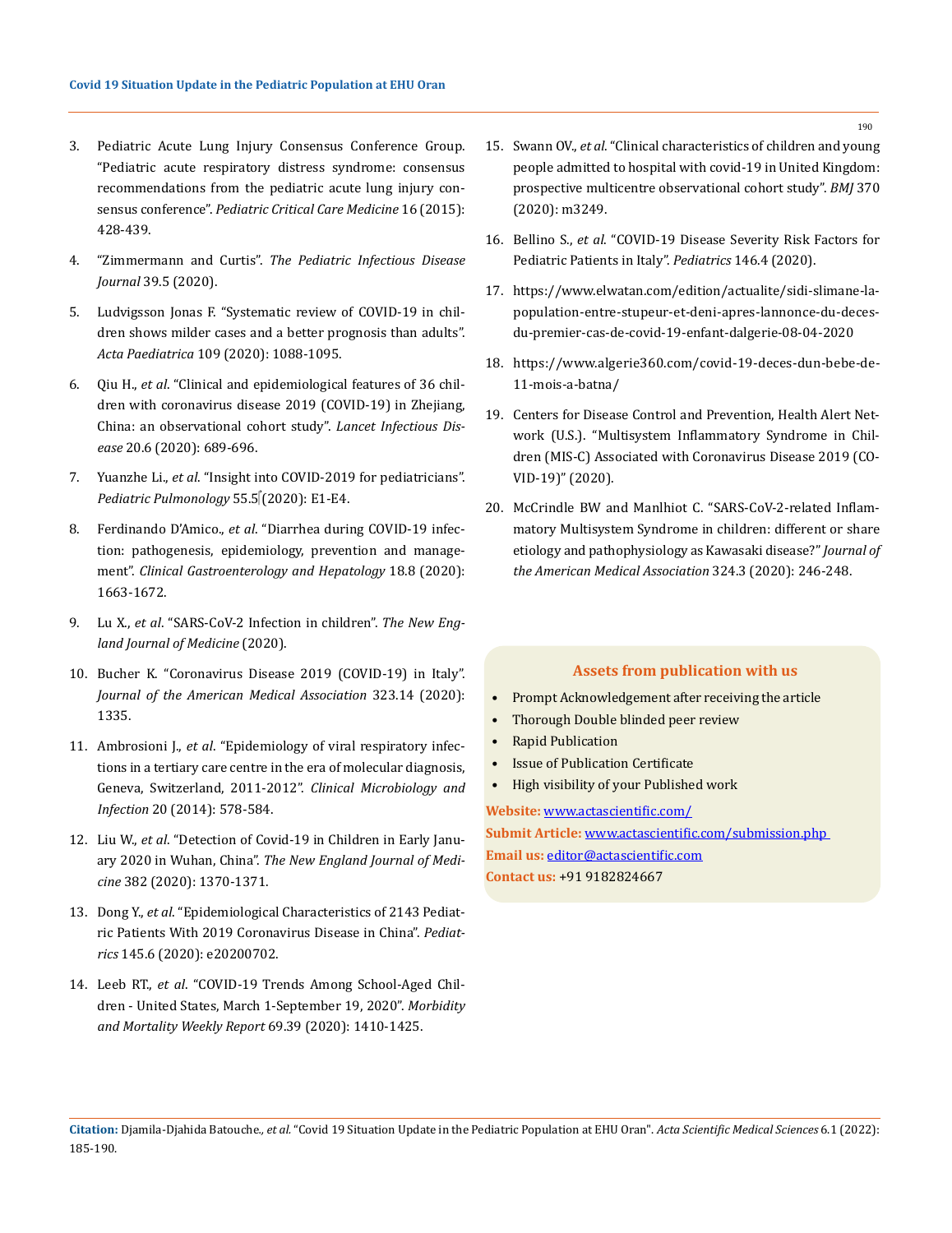3. Pediatric Acute Lung Injury Consensus Conference Group. "Pediatric acute respiratory distress syndrome: consensus recommendations from the pediatric acute lung injury consensus conference". *Pediatric Critical Care Medicine* 16 (2015): 428-439.
4. "Zimmermann and Curtis". *The Pediatric Infectious Disease Journal* 39.5 (2020).
5. Ludvigsson Jonas F. "Systematic review of COVID-19 in children shows milder cases and a better prognosis than adults". *Acta Paediatrica* 109 (2020): 1088-1095.
6. Qiu H., *et al*. "Clinical and epidemiological features of 36 children with coronavirus disease 2019 (COVID-19) in Zhejiang, China: an observational cohort study". *Lancet Infectious Disease* 20.6 (2020): 689-696.
7. Yuanzhe Li., *et al*. "Insight into COVID-2019 for pediatricians". *Pediatric Pulmonology* 55.5 (2020): E1-E4.
8. Ferdinando D'Amico., *et al*. "Diarrhea during COVID-19 infection: pathogenesis, epidemiology, prevention and management". *Clinical Gastroenterology and Hepatology* 18.8 (2020): 1663-1672.
9. Lu X., *et al*. "SARS-CoV-2 Infection in children". *The New England Journal of Medicine* (2020).
10. Bucher K. "Coronavirus Disease 2019 (COVID-19) in Italy". *Journal of the American Medical Association* 323.14 (2020): 1335.
11. Ambrosioni J., *et al*. "Epidemiology of viral respiratory infections in a tertiary care centre in the era of molecular diagnosis, Geneva, Switzerland, 2011-2012". *Clinical Microbiology and Infection* 20 (2014): 578-584.
12. Liu W., *et al*. "Detection of Covid-19 in Children in Early January 2020 in Wuhan, China". *The New England Journal of Medicine* 382 (2020): 1370-1371.
13. Dong Y., *et al*. "Epidemiological Characteristics of 2143 Pediatric Patients With 2019 Coronavirus Disease in China". *Pediatrics* 145.6 (2020): e20200702.
14. Leeb RT., *et al*. "COVID-19 Trends Among School-Aged Children - United States, March 1-September 19, 2020". *Morbidity and Mortality Weekly Report* 69.39 (2020): 1410-1425.
15. Swann OV., *et al*. "Clinical characteristics of children and young people admitted to hospital with covid-19 in United Kingdom: prospective multicentre observational cohort study". *BMJ* 370 (2020): m3249.
16. Bellino S., *et al*. "COVID-19 Disease Severity Risk Factors for Pediatric Patients in Italy". *Pediatrics* 146.4 (2020).
17. https://www.elwatan.com/edition/actualite/sidi-slimane-la-population-entre-stupeur-et-deni-apres-lannonce-du-deces-du-premier-cas-de-covid-19-enfant-dalgerie-08-04-2020
18. https://www.algerie360.com/covid-19-deces-dun-bebe-de-11-mois-a-batna/
19. Centers for Disease Control and Prevention, Health Alert Network (U.S.). "Multisystem Inflammatory Syndrome in Children (MIS-C) Associated with Coronavirus Disease 2019 (COVID-19)" (2020).
20. McCrindle BW and Manlhiot C. "SARS-CoV-2-related Inflammatory Multisystem Syndrome in children: different or share etiology and pathophysiology as Kawasaki disease?" *Journal of the American Medical Association* 324.3 (2020): 246-248.

**Assets from publication with us**

- Prompt Acknowledgement after receiving the article
- Thorough Double blinded peer review
- Rapid Publication
- Issue of Publication Certificate
- High visibility of your Published work

**Website:** www.actascientific.com/
**Submit Article:** www.actascientific.com/submission.php
**Email us:** editor@actascientific.com
**Contact us:** +91 9182824667